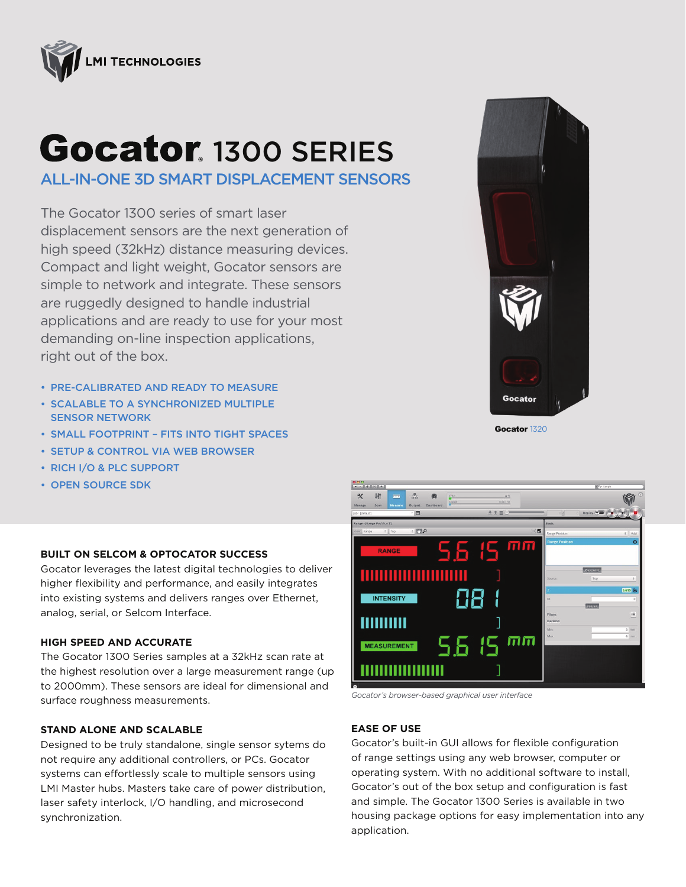LMI TECHNOLOGIES

# Gocator® 1300 SERIES

## ALL-IN-ONE 3D SMART DISPLACEMENT SENSORS

The Gocator 1300 series of smart laser displacement sensors are the next generation of high speed (32kHz) distance measuring devices. Compact and light weight, Gocator sensors are simple to network and integrate. These sensors are ruggedly designed to handle industrial applications and are ready to use for your most demanding on-line inspection applications, right out of the box.

- PRE-CALIBRATED AND READY TO MEASURE
- SCALABLE TO A SYNCHRONIZED MULTIPLE SENSOR NETWORK
- SMALL FOOTPRINT – FITS INTO TIGHT SPACES
- SETUP & CONTROL VIA WEB BROWSER
- RICH I/O & PLC SUPPORT
- OPEN SOURCE SDK

**Gocator** 1320

### BUILT ON SELCOM & OPTOCATOR SUCCESS

Gocator leverages the latest digital technologies to deliver higher flexibility and performance, and easily integrates into existing systems and delivers ranges over Ethernet, analog, serial, or Selcom Interface.

### HIGH SPEED AND ACCURATE

The Gocator 1300 Series samples at a 32kHz scan rate at the highest resolution over a large measurement range (up to 2000mm). These sensors are ideal for dimensional and surface roughness measurements.

### STAND ALONE AND SCALABLE

Designed to be truly standalone, single sensor sytems do not require any additional controllers, or PCs. Gocator systems can effortlessly scale to multiple sensors using LMI Master hubs. Masters take care of power distribution, laser safety interlock, I/O handling, and microsecond synchronization.

*Gocator's browser-based graphical user interface*

### EASE OF USE

Gocator's built-in GUI allows for flexible configuration of range settings using any web browser, computer or operating system. With no additional software to install, Gocator's out of the box setup and configuration is fast and simple. The Gocator 1300 Series is available in two housing package options for easy implementation into any application.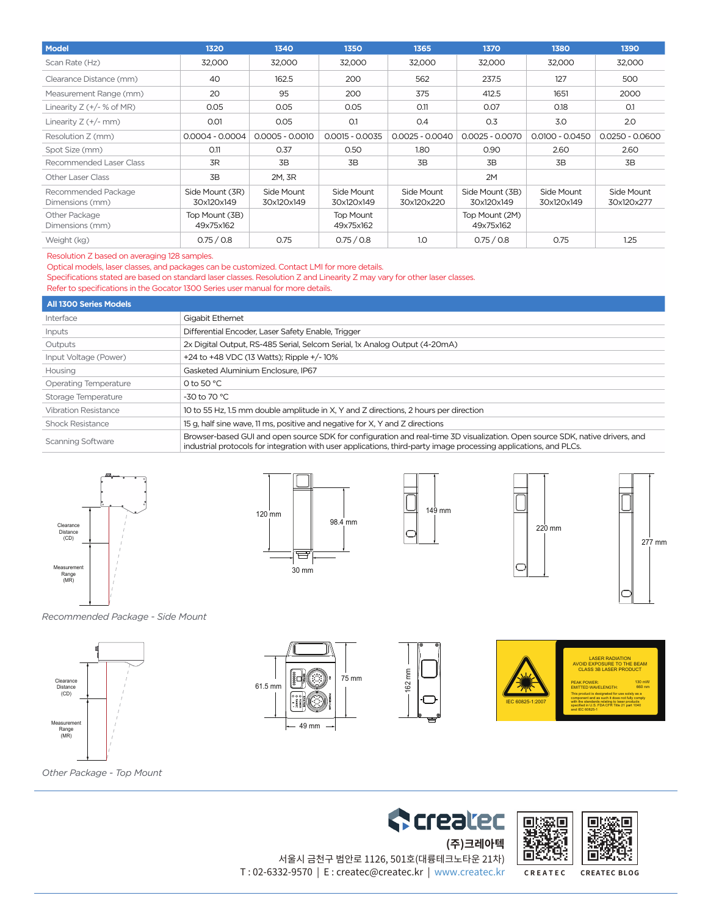| Model | 1320 | 1340 | 1350 | 1365 | 1370 | 1380 | 1390 |
|---|---|---|---|---|---|---|---|
| Scan Rate (Hz) | 32,000 | 32,000 | 32,000 | 32,000 | 32,000 | 32,000 | 32,000 |
| Clearance Distance (mm) | 40 | 162.5 | 200 | 562 | 237.5 | 127 | 500 |
| Measurement Range (mm) | 20 | 95 | 200 | 375 | 412.5 | 1651 | 2000 |
| Linearity Z (+/- % of MR) | 0.05 | 0.05 | 0.05 | 0.11 | 0.07 | 0.18 | 0.1 |
| Linearity Z (+/- mm) | 0.01 | 0.05 | 0.1 | 0.4 | 0.3 | 3.0 | 2.0 |
| Resolution Z (mm) | 0.0004 - 0.0004 | 0.0005 - 0.0010 | 0.0015 - 0.0035 | 0.0025 - 0.0040 | 0.0025 - 0.0070 | 0.0100 - 0.0450 | 0.0250 - 0.0600 |
| Spot Size (mm) | 0.11 | 0.37 | 0.50 | 1.80 | 0.90 | 2.60 | 2.60 |
| Recommended Laser Class | 3R | 3B | 3B | 3B | 3B | 3B | 3B |
| Other Laser Class | 3B | 2M, 3R | | | 2M | | |
| Recommended Package Dimensions (mm) | Side Mount (3R) 30x120x149 | Side Mount 30x120x149 | Side Mount 30x120x149 | Side Mount 30x120x220 | Side Mount (3B) 30x120x149 | Side Mount 30x120x149 | Side Mount 30x120x277 |
| Other Package Dimensions (mm) | Top Mount (3B) 49x75x162 | | Top Mount 49x75x162 | | Top Mount (2M) 49x75x162 | | |
| Weight (kg) | 0.75 / 0.8 | 0.75 | 0.75 / 0.8 | 1.0 | 0.75 / 0.8 | 0.75 | 1.25 |

Resolution Z based on averaging 128 samples.
Optical models, laser classes, and packages can be customized. Contact LMI for more details.
Specifications stated are based on standard laser classes. Resolution Z and Linearity Z may vary for other laser classes.
Refer to specifications in the Gocator 1300 Series user manual for more details.

| All 1300 Series Models | |
|---|---|
| Interface | Gigabit Ethernet |
| Inputs | Differential Encoder, Laser Safety Enable, Trigger |
| Outputs | 2x Digital Output, RS-485 Serial, Selcom Serial, 1x Analog Output (4-20mA) |
| Input Voltage (Power) | +24 to +48 VDC (13 Watts); Ripple +/- 10% |
| Housing | Gasketed Aluminium Enclosure, IP67 |
| Operating Temperature | 0 to 50 °C |
| Storage Temperature | -30 to 70 °C |
| Vibration Resistance | 10 to 55 Hz, 1.5 mm double amplitude in X, Y and Z directions, 2 hours per direction |
| Shock Resistance | 15 g, half sine wave, 11 ms, positive and negative for X, Y and Z directions |
| Scanning Software | Browser-based GUI and open source SDK for configuration and real-time 3D visualization. Open source SDK, native drivers, and industrial protocols for integration with user applications, third-party image processing applications, and PLCs. |

Clearance Distance (CD)
Measurement Range (MR)
120 mm
98.4 mm
30 mm
149 mm
220 mm
277 mm

*Recommended Package - Side Mount*

Clearance Distance (CD)
Measurement Range (MR)
61.5 mm
75 mm
49 mm
162 mm

LASER RADIATION
AVOID EXPOSURE TO THE BEAM
CLASS 3B LASER PRODUCT
PEAK POWER: 130 mW
EMITTED WAVELENGTH: 660 nm
This product is designated for use solely as a component and as such it does not fully comply with the standards relating to laser products specified in U.S. FDA CFR Title 21 part 1040 and IEC 60825-1
IEC 60825-1:2007

*Other Package - Top Mount*

createc
(주)크레아텍
서울시 금천구 범안로 1126, 501호(대륭테크노타운 21차)
T : 02-6332-9570 | E : createc@createc.kr | www.createc.kr

CREATEC   CREATEC BLOG